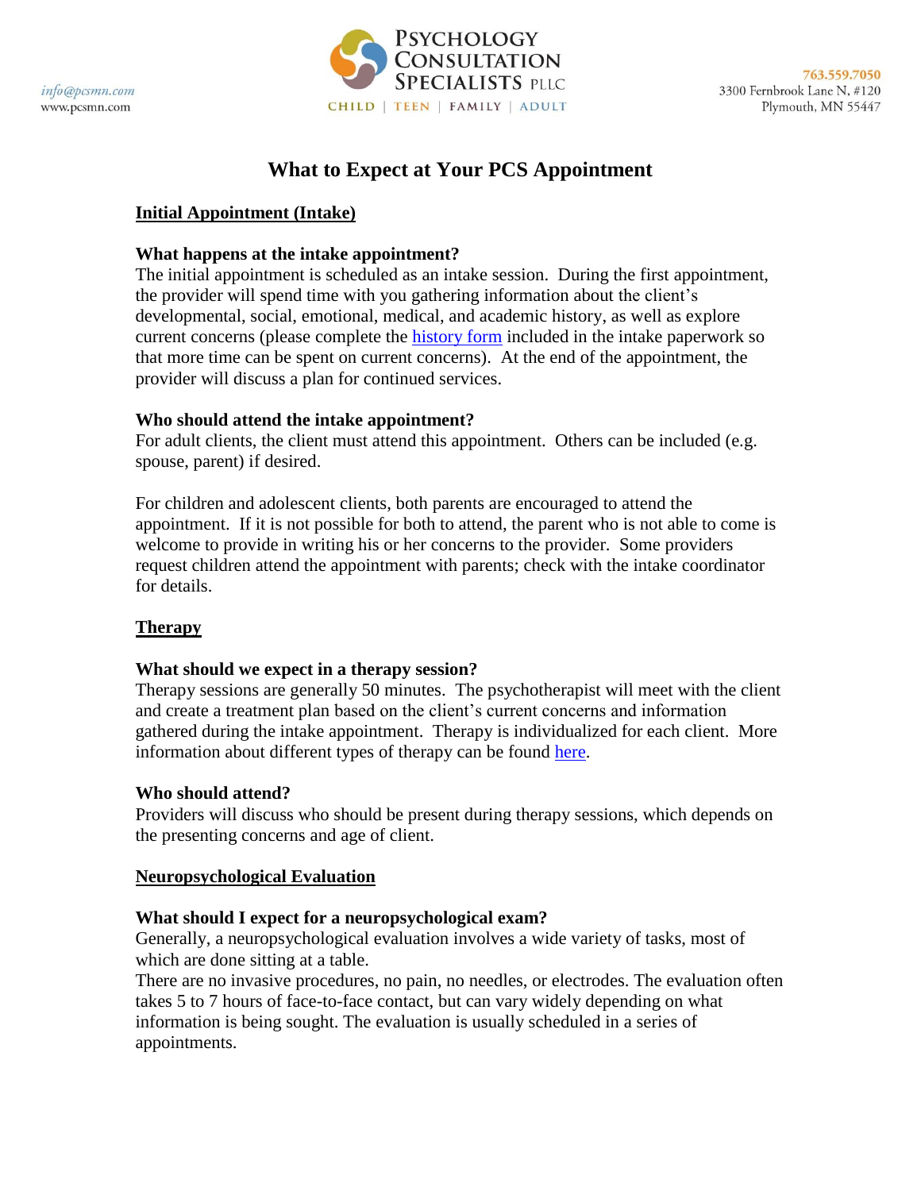info@pcsmn.com
www.pcsmn.com

**Psychology Consultation Specialists PLLC**
CHILD | TEEN | FAMILY | ADULT

763.559.7050
3300 Fernbrook Lane N, #120
Plymouth, MN 55447

# What to Expect at Your PCS Appointment

## Initial Appointment (Intake)

### What happens at the intake appointment?

The initial appointment is scheduled as an intake session. During the first appointment, the provider will spend time with you gathering information about the client's developmental, social, emotional, medical, and academic history, as well as explore current concerns (please complete the [history form] included in the intake paperwork so that more time can be spent on current concerns). At the end of the appointment, the provider will discuss a plan for continued services.

### Who should attend the intake appointment?

For adult clients, the client must attend this appointment. Others can be included (e.g. spouse, parent) if desired.

For children and adolescent clients, both parents are encouraged to attend the appointment. If it is not possible for both to attend, the parent who is not able to come is welcome to provide in writing his or her concerns to the provider. Some providers request children attend the appointment with parents; check with the intake coordinator for details.

## Therapy

### What should we expect in a therapy session?

Therapy sessions are generally 50 minutes. The psychotherapist will meet with the client and create a treatment plan based on the client's current concerns and information gathered during the intake appointment. Therapy is individualized for each client. More information about different types of therapy can be found [here].

### Who should attend?

Providers will discuss who should be present during therapy sessions, which depends on the presenting concerns and age of client.

## Neuropsychological Evaluation

### What should I expect for a neuropsychological exam?

Generally, a neuropsychological evaluation involves a wide variety of tasks, most of which are done sitting at a table.
There are no invasive procedures, no pain, no needles, or electrodes. The evaluation often takes 5 to 7 hours of face-to-face contact, but can vary widely depending on what information is being sought. The evaluation is usually scheduled in a series of appointments.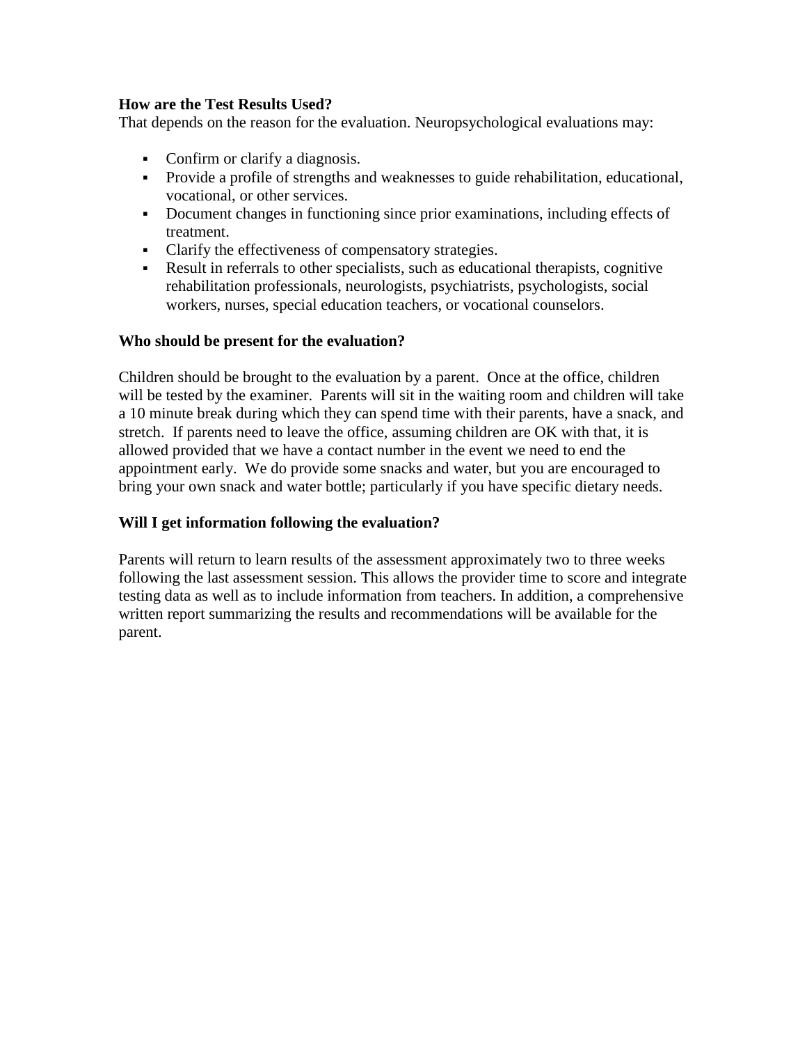**How are the Test Results Used?**

That depends on the reason for the evaluation. Neuropsychological evaluations may:

- Confirm or clarify a diagnosis.
- Provide a profile of strengths and weaknesses to guide rehabilitation, educational, vocational, or other services.
- Document changes in functioning since prior examinations, including effects of treatment.
- Clarify the effectiveness of compensatory strategies.
- Result in referrals to other specialists, such as educational therapists, cognitive rehabilitation professionals, neurologists, psychiatrists, psychologists, social workers, nurses, special education teachers, or vocational counselors.

**Who should be present for the evaluation?**

Children should be brought to the evaluation by a parent. Once at the office, children will be tested by the examiner. Parents will sit in the waiting room and children will take a 10 minute break during which they can spend time with their parents, have a snack, and stretch. If parents need to leave the office, assuming children are OK with that, it is allowed provided that we have a contact number in the event we need to end the appointment early. We do provide some snacks and water, but you are encouraged to bring your own snack and water bottle; particularly if you have specific dietary needs.

**Will I get information following the evaluation?**

Parents will return to learn results of the assessment approximately two to three weeks following the last assessment session. This allows the provider time to score and integrate testing data as well as to include information from teachers. In addition, a comprehensive written report summarizing the results and recommendations will be available for the parent.